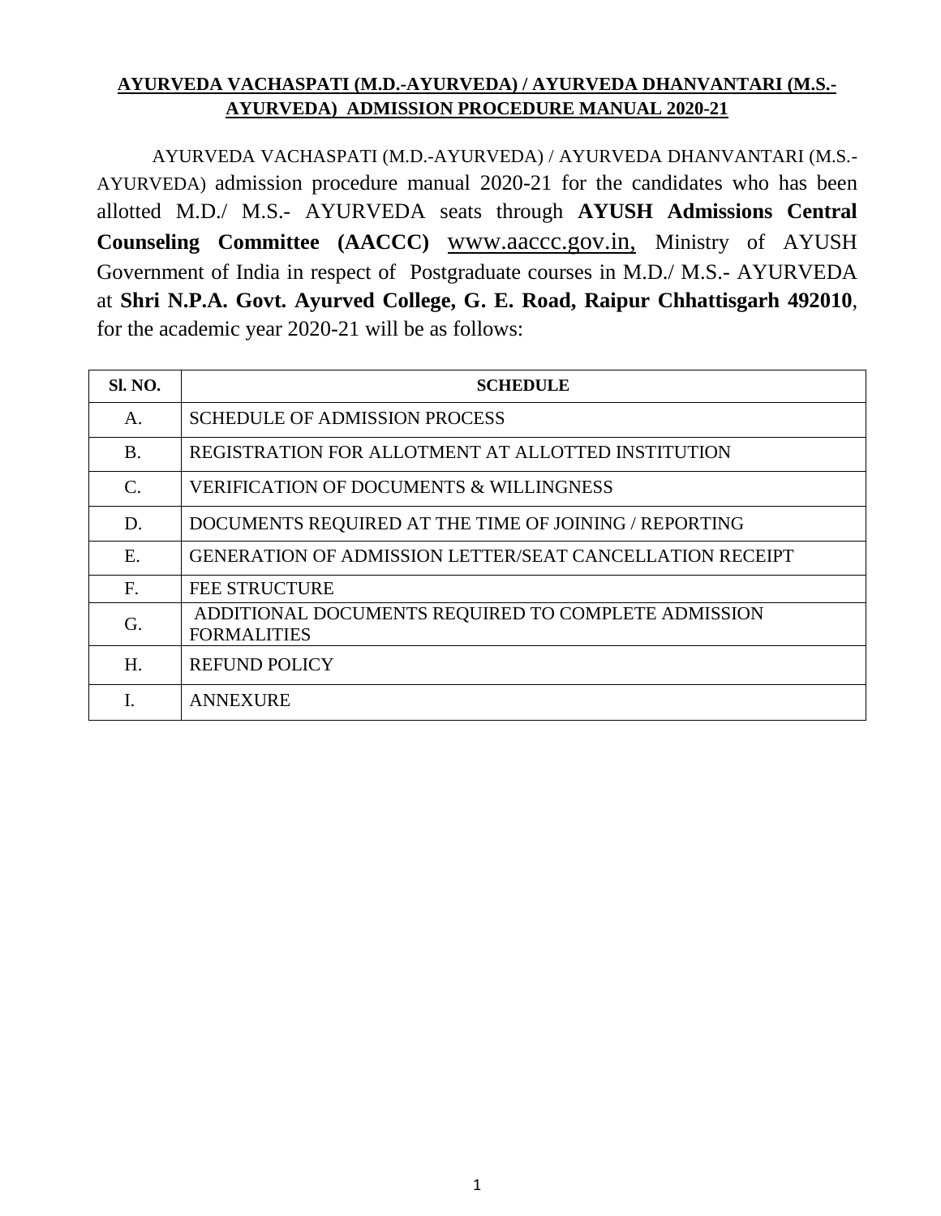**AYURVEDA VACHASPATI (M.D.-AYURVEDA) / AYURVEDA DHANVANTARI (M.S.-AYURVEDA) ADMISSION PROCEDURE MANUAL 2020-21**

AYURVEDA VACHASPATI (M.D.-AYURVEDA) / AYURVEDA DHANVANTARI (M.S.-AYURVEDA) admission procedure manual 2020-21 for the candidates who has been allotted M.D./ M.S.- AYURVEDA seats through **AYUSH Admissions Central Counseling Committee (AACCC)** www.aaccc.gov.in, Ministry of AYUSH Government of India in respect of Postgraduate courses in M.D./ M.S.- AYURVEDA at **Shri N.P.A. Govt. Ayurved College, G. E. Road, Raipur Chhattisgarh 492010**, for the academic year 2020-21 will be as follows:

| Sl. NO. | SCHEDULE |
|---|---|
| A. | SCHEDULE OF ADMISSION PROCESS |
| B. | REGISTRATION FOR ALLOTMENT AT ALLOTTED INSTITUTION |
| C. | VERIFICATION OF DOCUMENTS & WILLINGNESS |
| D. | DOCUMENTS REQUIRED AT THE TIME OF JOINING / REPORTING |
| E. | GENERATION OF ADMISSION LETTER/SEAT CANCELLATION RECEIPT |
| F. | FEE STRUCTURE |
| G. | ADDITIONAL DOCUMENTS REQUIRED TO COMPLETE ADMISSION FORMALITIES |
| H. | REFUND POLICY |
| I. | ANNEXURE |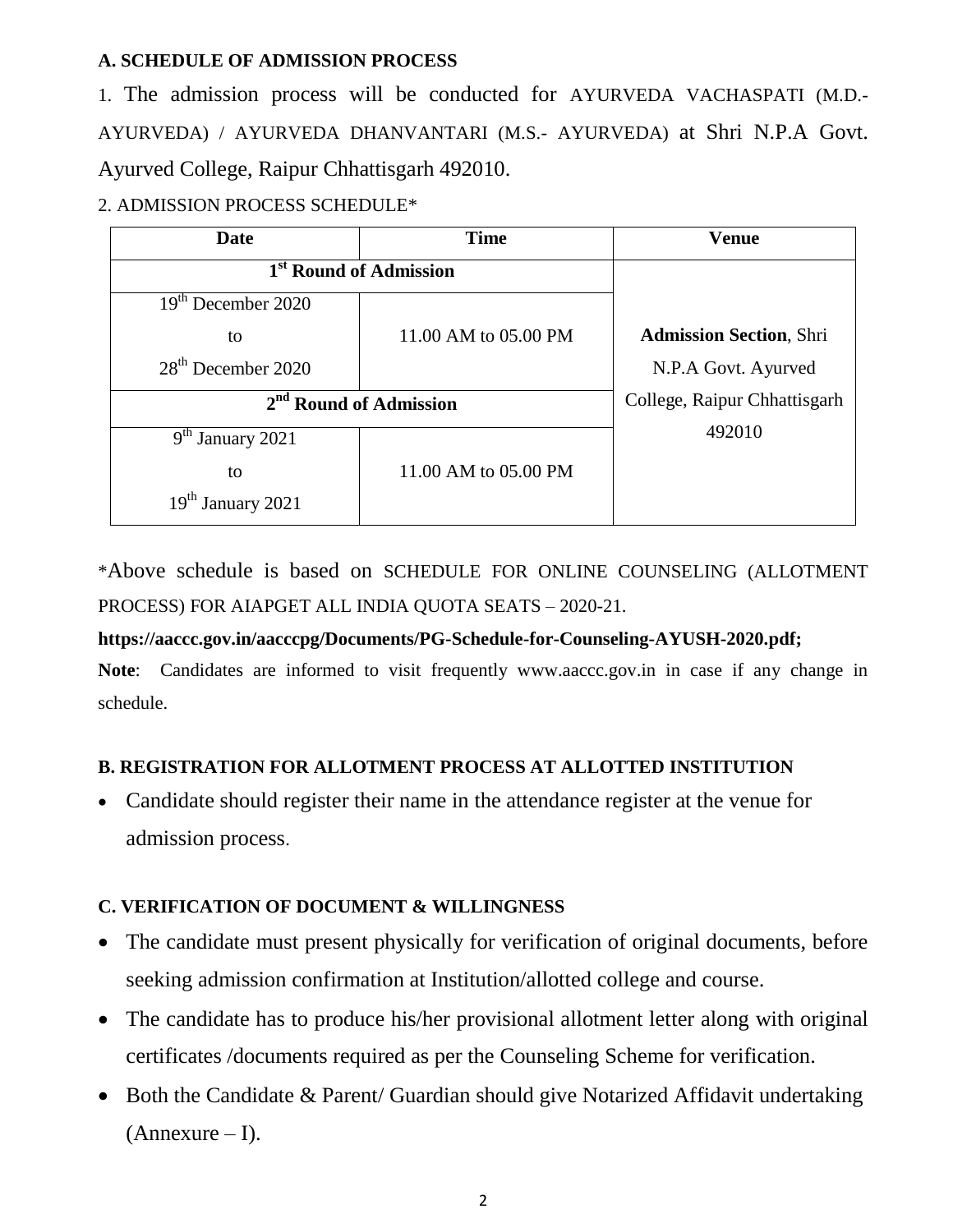### A. SCHEDULE OF ADMISSION PROCESS

1. The admission process will be conducted for AYURVEDA VACHASPATI (M.D.- AYURVEDA) / AYURVEDA DHANVANTARI (M.S.- AYURVEDA) at Shri N.P.A Govt. Ayurved College, Raipur Chhattisgarh 492010.

2. ADMISSION PROCESS SCHEDULE*

| Date | Time | Venue |
|---|---|---|
| **1st Round of Admission** | | **Admission Section**, Shri N.P.A Govt. Ayurved College, Raipur Chhattisgarh 492010 |
| 19th December 2020 to 28th December 2020 | 11.00 AM to 05.00 PM | |
| **2nd Round of Admission** | | |
| 9th January 2021 to 19th January 2021 | 11.00 AM to 05.00 PM | |

*Above schedule is based on SCHEDULE FOR ONLINE COUNSELING (ALLOTMENT PROCESS) FOR AIAPGET ALL INDIA QUOTA SEATS – 2020-21.

**https://aaccc.gov.in/aacccpg/Documents/PG-Schedule-for-Counseling-AYUSH-2020.pdf;**

**Note**: Candidates are informed to visit frequently www.aaccc.gov.in in case if any change in schedule.

### B. REGISTRATION FOR ALLOTMENT PROCESS AT ALLOTTED INSTITUTION

- Candidate should register their name in the attendance register at the venue for admission process.

### C. VERIFICATION OF DOCUMENT & WILLINGNESS

- The candidate must present physically for verification of original documents, before seeking admission confirmation at Institution/allotted college and course.
- The candidate has to produce his/her provisional allotment letter along with original certificates /documents required as per the Counseling Scheme for verification.
- Both the Candidate & Parent/ Guardian should give Notarized Affidavit undertaking (Annexure – I).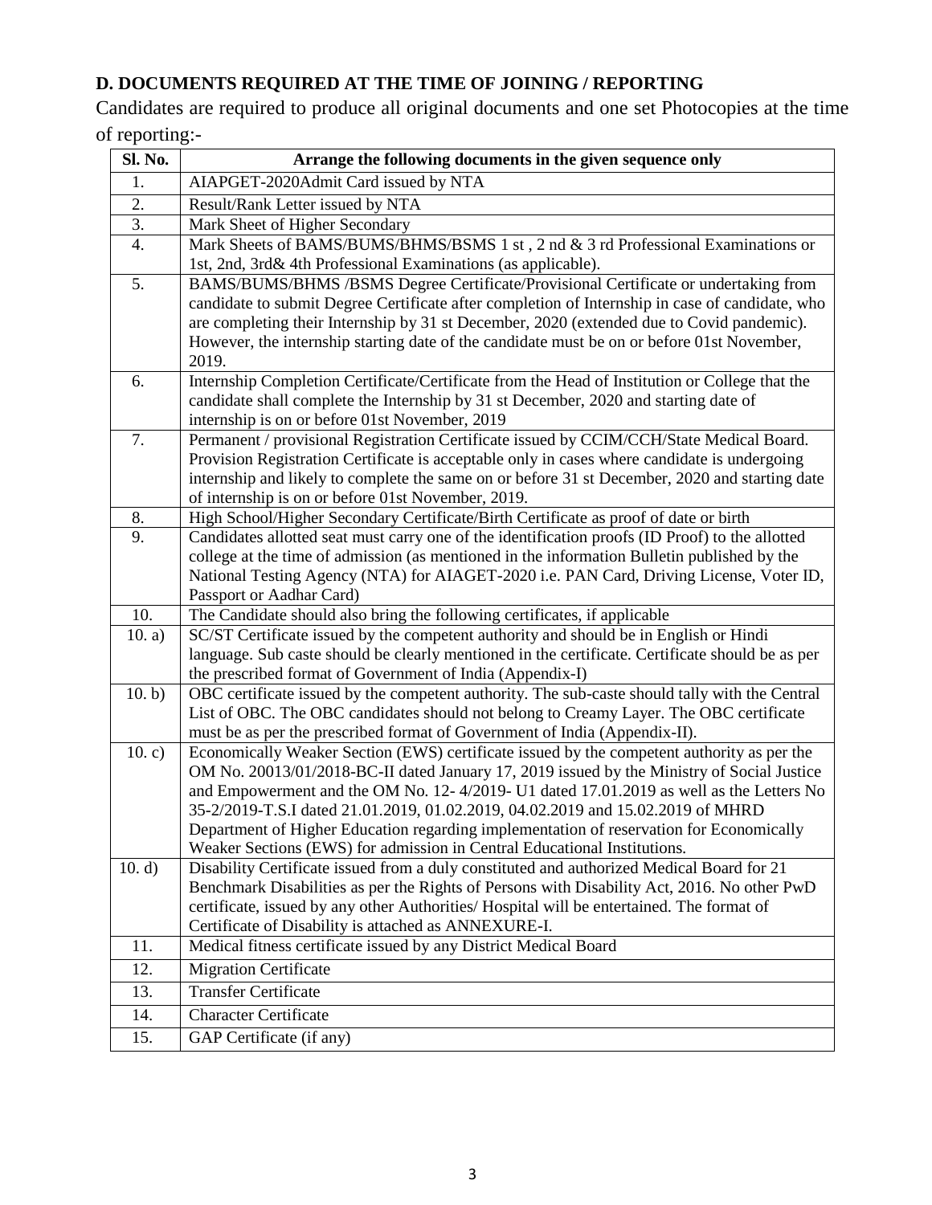**D. DOCUMENTS REQUIRED AT THE TIME OF JOINING / REPORTING**

Candidates are required to produce all original documents and one set Photocopies at the time of reporting:-

| Sl. No. | Arrange the following documents in the given sequence only |
|---|---|
| 1. | AIAPGET-2020Admit Card issued by NTA |
| 2. | Result/Rank Letter issued by NTA |
| 3. | Mark Sheet of Higher Secondary |
| 4. | Mark Sheets of BAMS/BUMS/BHMS/BSMS 1 st , 2 nd & 3 rd Professional Examinations or 1st, 2nd, 3rd& 4th Professional Examinations (as applicable). |
| 5. | BAMS/BUMS/BHMS /BSMS Degree Certificate/Provisional Certificate or undertaking from candidate to submit Degree Certificate after completion of Internship in case of candidate, who are completing their Internship by 31 st December, 2020 (extended due to Covid pandemic). However, the internship starting date of the candidate must be on or before 01st November, 2019. |
| 6. | Internship Completion Certificate/Certificate from the Head of Institution or College that the candidate shall complete the Internship by 31 st December, 2020 and starting date of internship is on or before 01st November, 2019 |
| 7. | Permanent / provisional Registration Certificate issued by CCIM/CCH/State Medical Board. Provision Registration Certificate is acceptable only in cases where candidate is undergoing internship and likely to complete the same on or before 31 st December, 2020 and starting date of internship is on or before 01st November, 2019. |
| 8. | High School/Higher Secondary Certificate/Birth Certificate as proof of date or birth |
| 9. | Candidates allotted seat must carry one of the identification proofs (ID Proof) to the allotted college at the time of admission (as mentioned in the information Bulletin published by the National Testing Agency (NTA) for AIAGET-2020 i.e. PAN Card, Driving License, Voter ID, Passport or Aadhar Card) |
| 10. | The Candidate should also bring the following certificates, if applicable |
| 10. a) | SC/ST Certificate issued by the competent authority and should be in English or Hindi language. Sub caste should be clearly mentioned in the certificate. Certificate should be as per the prescribed format of Government of India (Appendix-I) |
| 10. b) | OBC certificate issued by the competent authority. The sub-caste should tally with the Central List of OBC. The OBC candidates should not belong to Creamy Layer. The OBC certificate must be as per the prescribed format of Government of India (Appendix-II). |
| 10. c) | Economically Weaker Section (EWS) certificate issued by the competent authority as per the OM No. 20013/01/2018-BC-II dated January 17, 2019 issued by the Ministry of Social Justice and Empowerment and the OM No. 12- 4/2019- U1 dated 17.01.2019 as well as the Letters No 35-2/2019-T.S.I dated 21.01.2019, 01.02.2019, 04.02.2019 and 15.02.2019 of MHRD Department of Higher Education regarding implementation of reservation for Economically Weaker Sections (EWS) for admission in Central Educational Institutions. |
| 10. d) | Disability Certificate issued from a duly constituted and authorized Medical Board for 21 Benchmark Disabilities as per the Rights of Persons with Disability Act, 2016. No other PwD certificate, issued by any other Authorities/ Hospital will be entertained. The format of Certificate of Disability is attached as ANNEXURE-I. |
| 11. | Medical fitness certificate issued by any District Medical Board |
| 12. | Migration Certificate |
| 13. | Transfer Certificate |
| 14. | Character Certificate |
| 15. | GAP Certificate (if any) |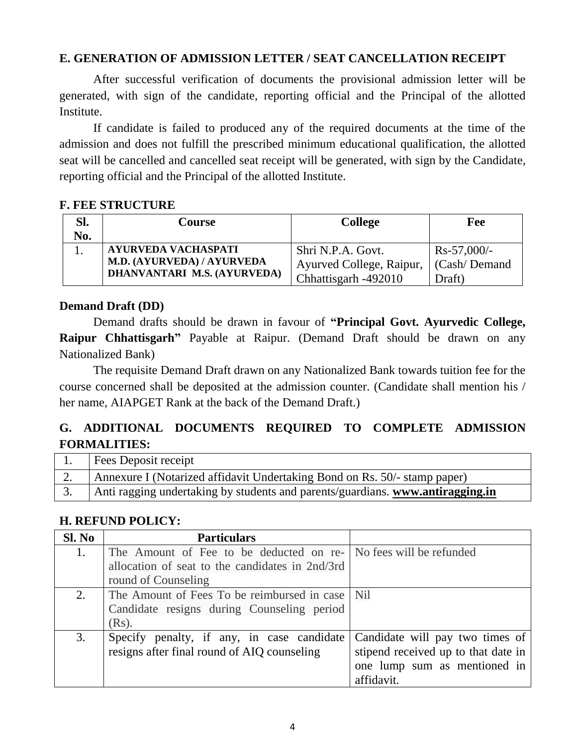**E. GENERATION OF ADMISSION LETTER / SEAT CANCELLATION RECEIPT**

After successful verification of documents the provisional admission letter will be generated, with sign of the candidate, reporting official and the Principal of the allotted Institute.

If candidate is failed to produced any of the required documents at the time of the admission and does not fulfill the prescribed minimum educational qualification, the allotted seat will be cancelled and cancelled seat receipt will be generated, with sign by the Candidate, reporting official and the Principal of the allotted Institute.

**F. FEE STRUCTURE**

| Sl. No. | Course | College | Fee |
|---|---|---|---|
| 1. | **AYURVEDA VACHASPATI M.D. (AYURVEDA) / AYURVEDA DHANVANTARI M.S. (AYURVEDA)** | Shri N.P.A. Govt. Ayurved College, Raipur, Chhattisgarh -492010 | Rs-57,000/- (Cash/ Demand Draft) |

**Demand Draft (DD)**

Demand drafts should be drawn in favour of **"Principal Govt. Ayurvedic College, Raipur Chhattisgarh"** Payable at Raipur. (Demand Draft should be drawn on any Nationalized Bank)

The requisite Demand Draft drawn on any Nationalized Bank towards tuition fee for the course concerned shall be deposited at the admission counter. (Candidate shall mention his / her name, AIAPGET Rank at the back of the Demand Draft.)

**G. ADDITIONAL DOCUMENTS REQUIRED TO COMPLETE ADMISSION FORMALITIES:**

| | |
|---|---|
| 1. | Fees Deposit receipt |
| 2. | Annexure I (Notarized affidavit Undertaking Bond on Rs. 50/- stamp paper) |
| 3. | Anti ragging undertaking by students and parents/guardians. **www.antiragging.in** |

**H. REFUND POLICY:**

| Sl. No | Particulars | |
|---|---|---|
| 1. | The Amount of Fee to be deducted on re-allocation of seat to the candidates in 2nd/3rd round of Counseling | No fees will be refunded |
| 2. | The Amount of Fees To be reimbursed in case Candidate resigns during Counseling period (Rs). | Nil |
| 3. | Specify penalty, if any, in case candidate resigns after final round of AIQ counseling | Candidate will pay two times of stipend received up to that date in one lump sum as mentioned in affidavit. |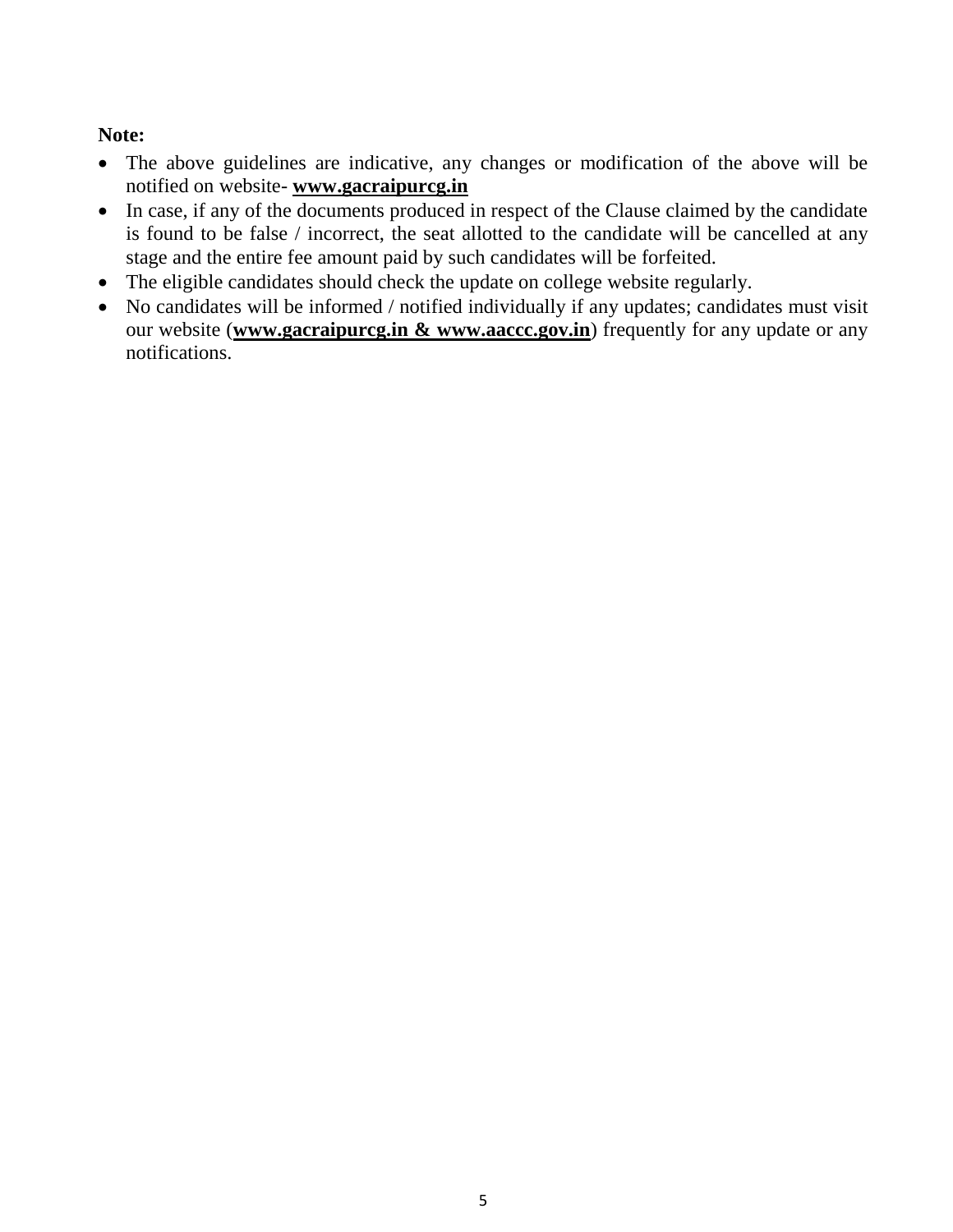**Note:**

- The above guidelines are indicative, any changes or modification of the above will be notified on website- **www.gacraipurcg.in**
- In case, if any of the documents produced in respect of the Clause claimed by the candidate is found to be false / incorrect, the seat allotted to the candidate will be cancelled at any stage and the entire fee amount paid by such candidates will be forfeited.
- The eligible candidates should check the update on college website regularly.
- No candidates will be informed / notified individually if any updates; candidates must visit our website (**www.gacraipurcg.in & www.aaccc.gov.in**) frequently for any update or any notifications.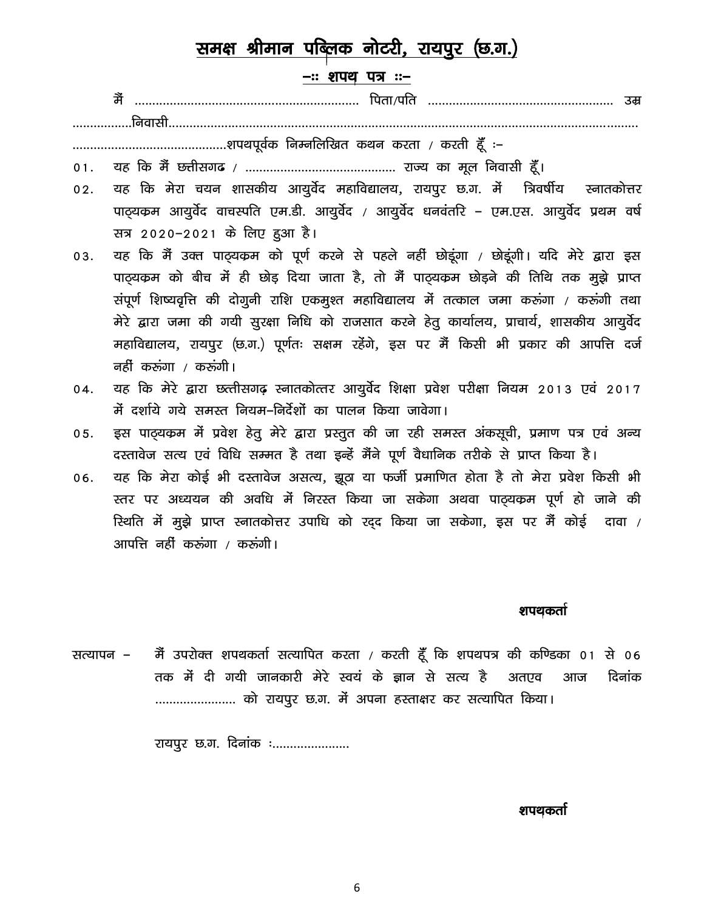# समक्ष श्रीमान पब्लिक नोटरी, रायपुर (छ.ग.)

## –:: शपथ पत्र ::–

मैं ................................................................ पिता/पति ................................................... उम्र .................निवासी...............................................................................................................................
...........................................शपथपूर्वक निम्नलिखित कथन करता / करती हूँ :–

01. यह कि मैं छत्तीसगढ / ......................................... राज्य का मूल निवासी हूँ।

02. यह कि मेरा चयन शासकीय आयुर्वेद महाविद्यालय, रायपुर छ.ग. में त्रिवर्षीय स्नातकोत्तर पाठ्यक्रम आयुर्वेद वाचस्पति एम.डी. आयुर्वेद / आयुर्वेद धनवंतरि – एम.एस. आयुर्वेद प्रथम वर्ष सत्र 2020–2021 के लिए हुआ है।

03. यह कि मैं उक्त पाठ्यक्रम को पूर्ण करने से पहले नहीं छोडूंगा / छोडूंगी। यदि मेरे द्वारा इस पाठ्यक्रम को बीच में ही छोड़ दिया जाता है, तो मैं पाठ्यक्रम छोड़ने की तिथि तक मुझे प्राप्त संपूर्ण शिष्यवृत्ति की दोगुनी राशि एकमुश्त महाविद्यालय में तत्काल जमा करूंगा / करूंगी तथा मेरे द्वारा जमा की गयी सुरक्षा निधि को राजसात करने हेतु कार्यालय, प्राचार्य, शासकीय आयुर्वेद महाविद्यालय, रायपुर (छ.ग.) पूर्णतः सक्षम रहेंगे, इस पर मैं किसी भी प्रकार की आपत्ति दर्ज नहीं करूंगा / करूंगी।

04. यह कि मेरे द्वारा छत्तीसगढ़ स्नातकोत्तर आयुर्वेद शिक्षा प्रवेश परीक्षा नियम 2013 एवं 2017 में दर्शाये गये समस्त नियम–निर्देशों का पालन किया जावेगा।

05. इस पाठ्यक्रम में प्रवेश हेतु मेरे द्वारा प्रस्तुत की जा रही समस्त अंकसूची, प्रमाण पत्र एवं अन्य दस्तावेज सत्य एवं विधि सम्मत है तथा इन्हें मैंने पूर्ण वैधानिक तरीके से प्राप्त किया है।

06. यह कि मेरा कोई भी दस्तावेज असत्य, झूठा या फर्जी प्रमाणित होता है तो मेरा प्रवेश किसी भी स्तर पर अध्ययन की अवधि में निरस्त किया जा सकेगा अथवा पाठ्यक्रम पूर्ण हो जाने की स्थिति में मुझे प्राप्त स्नातकोत्तर उपाधि को रद्द किया जा सकेगा, इस पर मैं कोई दावा / आपत्ति नहीं करूंगा / करूंगी।

**शपथकर्ता**

सत्यापन – मैं उपरोक्त शपथकर्ता सत्यापित करता / करती हूँ कि शपथपत्र की कण्डिका 01 से 06 तक में दी गयी जानकारी मेरे स्वयं के ज्ञान से सत्य है अतएव आज दिनांक ...................... को रायपुर छ.ग. में अपना हस्ताक्षर कर सत्यापित किया।

रायपुर छ.ग. दिनांक :.....................

**शपथकर्ता**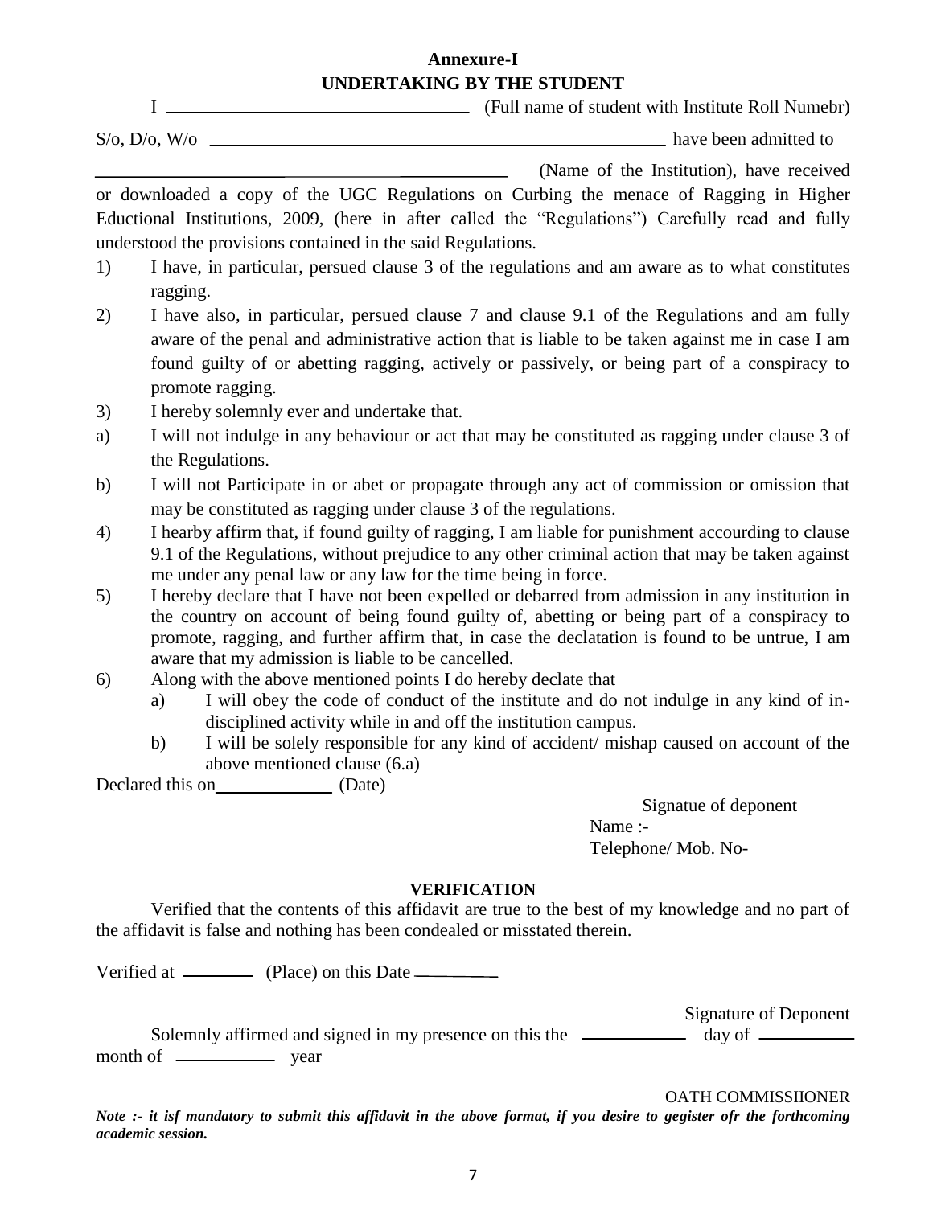**Annexure-I**

**UNDERTAKING BY THE STUDENT**

I ______________________________ (Full name of student with Institute Roll Numebr)

S/o, D/o, W/o ____________________________________________ have been admitted to

______________________________ (Name of the Institution), have received or downloaded a copy of the UGC Regulations on Curbing the menace of Ragging in Higher Eductional Institutions, 2009, (here in after called the "Regulations") Carefully read and fully understood the provisions contained in the said Regulations.

1) I have, in particular, persued clause 3 of the regulations and am aware as to what constitutes ragging.
2) I have also, in particular, persued clause 7 and clause 9.1 of the Regulations and am fully aware of the penal and administrative action that is liable to be taken against me in case I am found guilty of or abetting ragging, actively or passively, or being part of a conspiracy to promote ragging.
3) I hereby solemnly ever and undertake that.
   a) I will not indulge in any behaviour or act that may be constituted as ragging under clause 3 of the Regulations.
   b) I will not Participate in or abet or propagate through any act of commission or omission that may be constituted as ragging under clause 3 of the regulations.
4) I hearby affirm that, if found guilty of ragging, I am liable for punishment accourding to clause 9.1 of the Regulations, without prejudice to any other criminal action that may be taken against me under any penal law or any law for the time being in force.
5) I hereby declare that I have not been expelled or debarred from admission in any institution in the country on account of being found guilty of, abetting or being part of a conspiracy to promote, ragging, and further affirm that, in case the declatation is found to be untrue, I am aware that my admission is liable to be cancelled.
6) Along with the above mentioned points I do hereby declate that
   a) I will obey the code of conduct of the institute and do not indulge in any kind of in-disciplined activity while in and off the institution campus.
   b) I will be solely responsible for any kind of accident/ mishap caused on account of the above mentioned clause (6.a)

Declared this on____________ (Date)

Signatue of deponent

Name :-

Telephone/ Mob. No-

**VERIFICATION**

Verified that the contents of this affidavit are true to the best of my knowledge and no part of the affidavit is false and nothing has been condealed or misstated therein.

Verified at ________ (Place) on this Date ________

Signature of Deponent

Solemnly affirmed and signed in my presence on this the __________ day of __________ month of __________ year

OATH COMMISSIIONER

***Note :- it isf mandatory to submit this affidavit in the above format, if you desire to gegister ofr the forthcoming academic session.***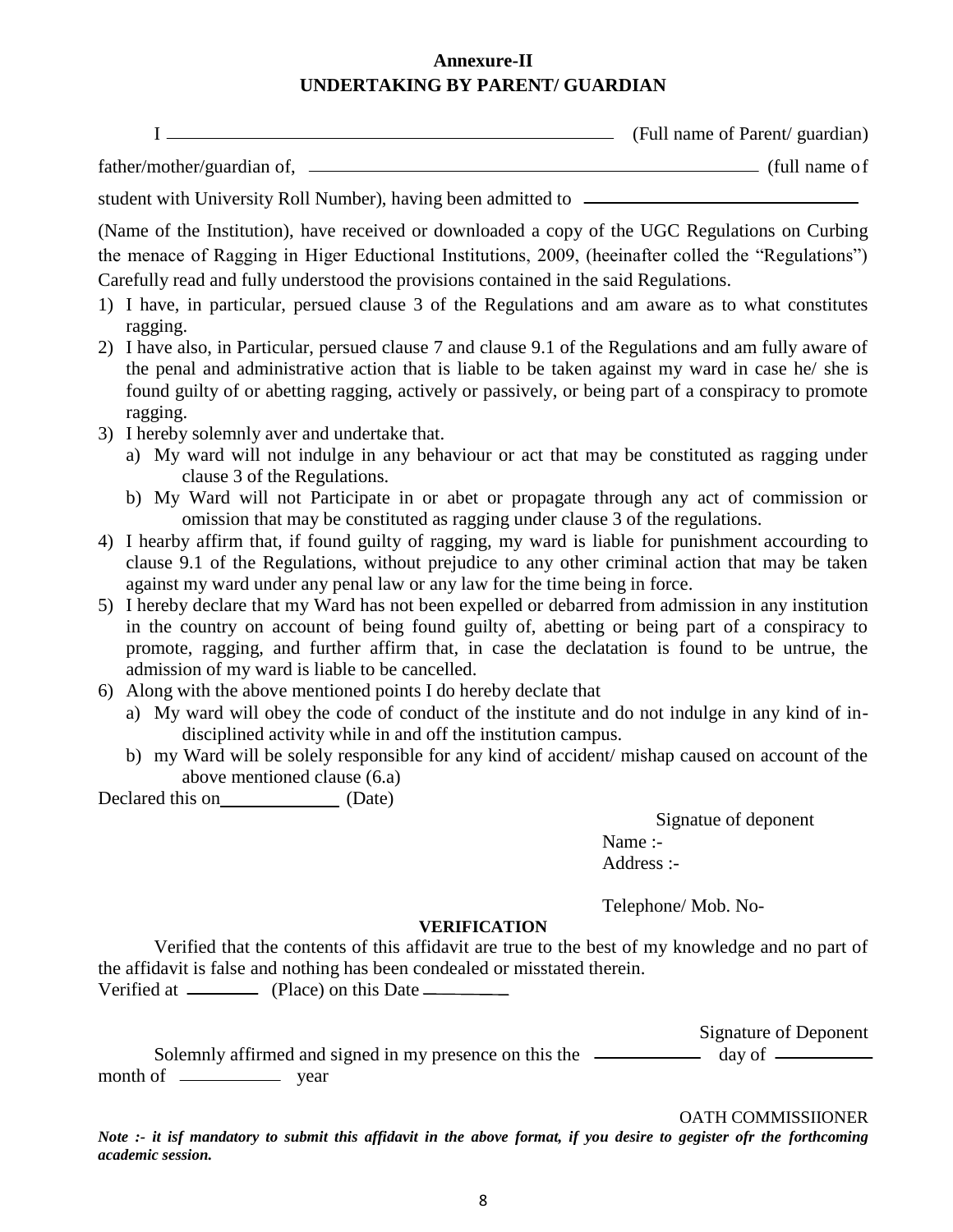## Annexure-II
## UNDERTAKING BY PARENT/ GUARDIAN

I \_\_\_\_\_\_\_\_\_\_\_\_\_\_\_\_\_\_\_\_\_\_\_\_\_\_\_\_\_\_\_\_\_\_\_\_\_\_\_\_ (Full name of Parent/ guardian)

father/mother/guardian of, \_\_\_\_\_\_\_\_\_\_\_\_\_\_\_\_\_\_\_\_\_\_\_\_\_\_\_\_\_\_\_\_\_\_\_\_\_\_\_\_ (full name of student with University Roll Number), having been admitted to \_\_\_\_\_\_\_\_\_\_\_\_\_\_\_\_\_\_\_\_\_\_\_\_\_\_

(Name of the Institution), have received or downloaded a copy of the UGC Regulations on Curbing the menace of Ragging in Higer Eductional Institutions, 2009, (heeinafter colled the "Regulations") Carefully read and fully understood the provisions contained in the said Regulations.

1) I have, in particular, persued clause 3 of the Regulations and am aware as to what constitutes ragging.
2) I have also, in Particular, persued clause 7 and clause 9.1 of the Regulations and am fully aware of the penal and administrative action that is liable to be taken against my ward in case he/ she is found guilty of or abetting ragging, actively or passively, or being part of a conspiracy to promote ragging.
3) I hereby solemnly aver and undertake that.
   a) My ward will not indulge in any behaviour or act that may be constituted as ragging under clause 3 of the Regulations.
   b) My Ward will not Participate in or abet or propagate through any act of commission or omission that may be constituted as ragging under clause 3 of the regulations.
4) I hearby affirm that, if found guilty of ragging, my ward is liable for punishment accourding to clause 9.1 of the Regulations, without prejudice to any other criminal action that may be taken against my ward under any penal law or any law for the time being in force.
5) I hereby declare that my Ward has not been expelled or debarred from admission in any institution in the country on account of being found guilty of, abetting or being part of a conspiracy to promote, ragging, and further affirm that, in case the declatation is found to be untrue, the admission of my ward is liable to be cancelled.
6) Along with the above mentioned points I do hereby declate that
   a) My ward will obey the code of conduct of the institute and do not indulge in any kind of in-disciplined activity while in and off the institution campus.
   b) my Ward will be solely responsible for any kind of accident/ mishap caused on account of the above mentioned clause (6.a)

Declared this on\_\_\_\_\_\_\_\_\_\_\_\_ (Date)

Signatue of deponent

Name :-

Address :-

Telephone/ Mob. No-

**VERIFICATION**

Verified that the contents of this affidavit are true to the best of my knowledge and no part of the affidavit is false and nothing has been condealed or misstated therein.

Verified at \_\_\_\_\_\_\_\_ (Place) on this Date \_\_\_\_\_\_\_\_\_

Signature of Deponent

Solemnly affirmed and signed in my presence on this the \_\_\_\_\_\_\_\_\_\_ day of \_\_\_\_\_\_\_\_\_\_ month of \_\_\_\_\_\_\_\_\_\_ year

OATH COMMISSIIONER

***Note :- it isf mandatory to submit this affidavit in the above format, if you desire to gegister ofr the forthcoming academic session.***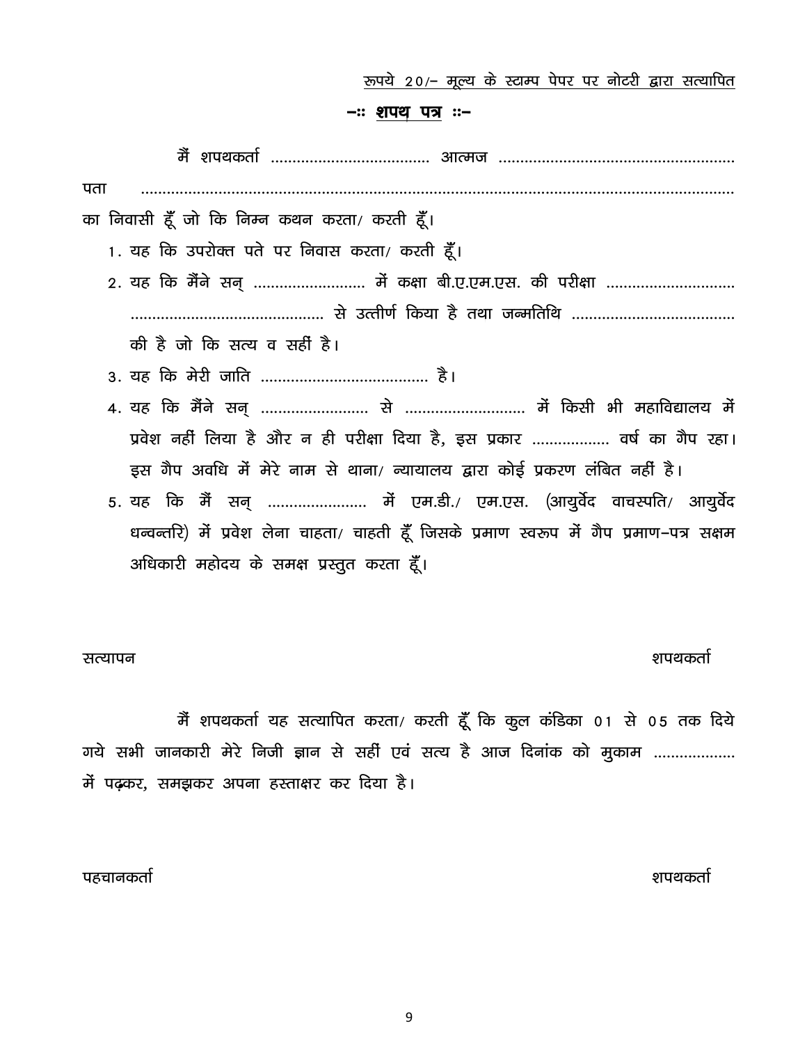<u>रूपये 20/– मूल्य के स्टाम्प पेपर पर नोटरी द्वारा सत्यापित</u>

## –:: <u>शपथ पत्र</u> ::–

मैं शपथकर्ता .................................... आत्मज ......................................................

पता ...........................................................................................................................

का निवासी हूँ जो कि निम्न कथन करता/ करती हूँ।

1. यह कि उपरोक्त पते पर निवास करता/ करती हूँ।
2. यह कि मैंने सन् ......................... में कक्षा बी.ए.एम.एस. की परीक्षा ............................. ............................................ से उत्तीर्ण किया है तथा जन्मतिथि ..................................... की है जो कि सत्य व सहीं है।
3. यह कि मेरी जाति ...................................... है।
4. यह कि मैंने सन् ........................ से ........................... में किसी भी महाविद्यालय में प्रवेश नहीं लिया है और न ही परीक्षा दिया है, इस प्रकार ................. वर्ष का गैप रहा। इस गैप अवधि में मेरे नाम से थाना/ न्यायालय द्वारा कोई प्रकरण लंबित नहीं है।
5. यह कि मैं सन् ...................... में एम.डी./ एम.एस. (आयुर्वेद वाचस्पति/ आयुर्वेद धन्वन्तरि) में प्रवेश लेना चाहता/ चाहती हूँ जिसके प्रमाण स्वरूप में गैप प्रमाण–पत्र सक्षम अधिकारी महोदय के समक्ष प्रस्तुत करता हूँ।

सत्यापन                                                                                                    शपथकर्ता

मैं शपथकर्ता यह सत्यापित करता/ करती हूँ कि कुल कंडिका 01 से 05 तक दिये गये सभी जानकारी मेरे निजी ज्ञान से सहीं एवं सत्य है आज दिनांक को मुकाम .................. में पढ़कर, समझकर अपना हस्ताक्षर कर दिया है।

पहचानकर्ता                                                                                                    शपथकर्ता